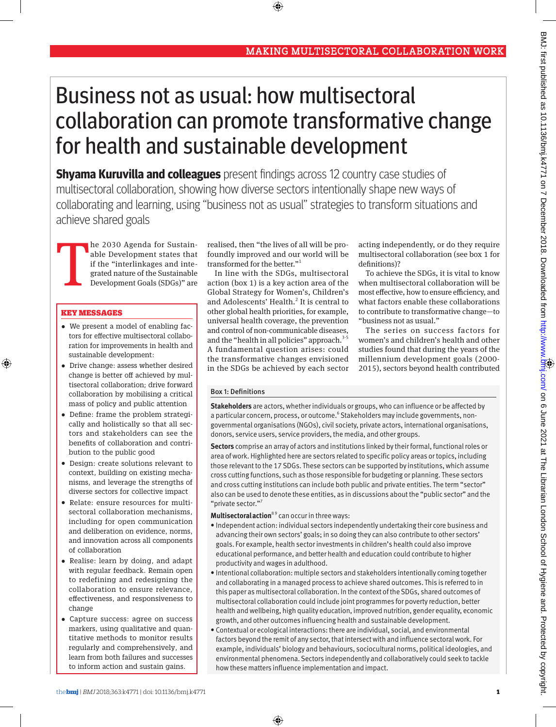MAKING MULTISECTORAL COLLABORATION WORK

# Business not as usual: how multisectoral collaboration can promote transformative change for health and sustainable development

**Shyama Kuruvilla and colleagues** present findings across 12 country case studies of multisectoral collaboration, showing how diverse sectors intentionally shape new ways of collaborating and learning, using "business not as usual" strategies to transform situations and achieve shared goals

The 2030 Agenda for Sustainable Development states that if the "interlinkages and integrated nature of the Sustainable Development Goals (SDGs)" are realised, then "the lives of all will be profoundly improved and our world will be transformed for the better."[1]

In line with the SDGs, multisectoral action (box 1) is a key action area of the Global Strategy for Women's, Children's and Adolescents' Health.[2] It is central to other global health priorities, for example, universal health coverage, the prevention and control of non-communicable diseases, and the "health in all policies" approach.[3-5] A fundamental question arises: could the transformative changes envisioned in the SDGs be achieved by each sector acting independently, or do they require multisectoral collaboration (see box 1 for definitions)?

To achieve the SDGs, it is vital to know when multisectoral collaboration will be most effective, how to ensure efficiency, and what factors enable these collaborations to contribute to transformative change—to "business not as usual."

The series on success factors for women's and children's health and other studies found that during the years of the millennium development goals (2000-2015), sectors beyond health contributed

## KEY MESSAGES

- We present a model of enabling factors for effective multisectoral collaboration for improvements in health and sustainable development:
- Drive change: assess whether desired change is better off achieved by multisectoral collaboration; drive forward collaboration by mobilising a critical mass of policy and public attention
- Define: frame the problem strategically and holistically so that all sectors and stakeholders can see the benefits of collaboration and contribution to the public good
- Design: create solutions relevant to context, building on existing mechanisms, and leverage the strengths of diverse sectors for collective impact
- Relate: ensure resources for multisectoral collaboration mechanisms, including for open communication and deliberation on evidence, norms, and innovation across all components of collaboration
- Realise: learn by doing, and adapt with regular feedback. Remain open to redefining and redesigning the collaboration to ensure relevance, effectiveness, and responsiveness to change
- Capture success: agree on success markers, using qualitative and quantitative methods to monitor results regularly and comprehensively, and learn from both failures and successes to inform action and sustain gains

### Box 1: Definitions

**Stakeholders** are actors, whether individuals or groups, who can influence or be affected by a particular concern, process, or outcome.[6] Stakeholders may include governments, non-governmental organisations (NGOs), civil society, private actors, international organisations, donors, service users, service providers, the media, and other groups.

**Sectors** comprise an array of actors and institutions linked by their formal, functional roles or area of work. Highlighted here are sectors related to specific policy areas or topics, including those relevant to the 17 SDGs. These sectors can be supported by institutions, which assume cross cutting functions, such as those responsible for budgeting or planning. These sectors and cross cutting institutions can include both public and private entities. The term "sector" also can be used to denote these entities, as in discussions about the "public sector" and the "private sector."[7]

**Multisectoral action**[8 9] can occur in three ways:

- Independent action: individual sectors independently undertaking their core business and advancing their own sectors' goals; in so doing they can also contribute to other sectors' goals. For example, health sector investments in children's health could also improve educational performance, and better health and education could contribute to higher productivity and wages in adulthood.
- Intentional collaboration: multiple sectors and stakeholders intentionally coming together and collaborating in a managed process to achieve shared outcomes. This is referred to in this paper as multisectoral collaboration. In the context of the SDGs, shared outcomes of multisectoral collaboration could include joint programmes for poverty reduction, better health and wellbeing, high quality education, improved nutrition, gender equality, economic growth, and other outcomes influencing health and sustainable development.
- Contextual or ecological interactions: there are individual, social, and environmental factors beyond the remit of any sector, that intersect with and influence sectoral work. For example, individuals' biology and behaviours, sociocultural norms, political ideologies, and environmental phenomena. Sectors independently and collaboratively could seek to tackle how these matters influence implementation and impact.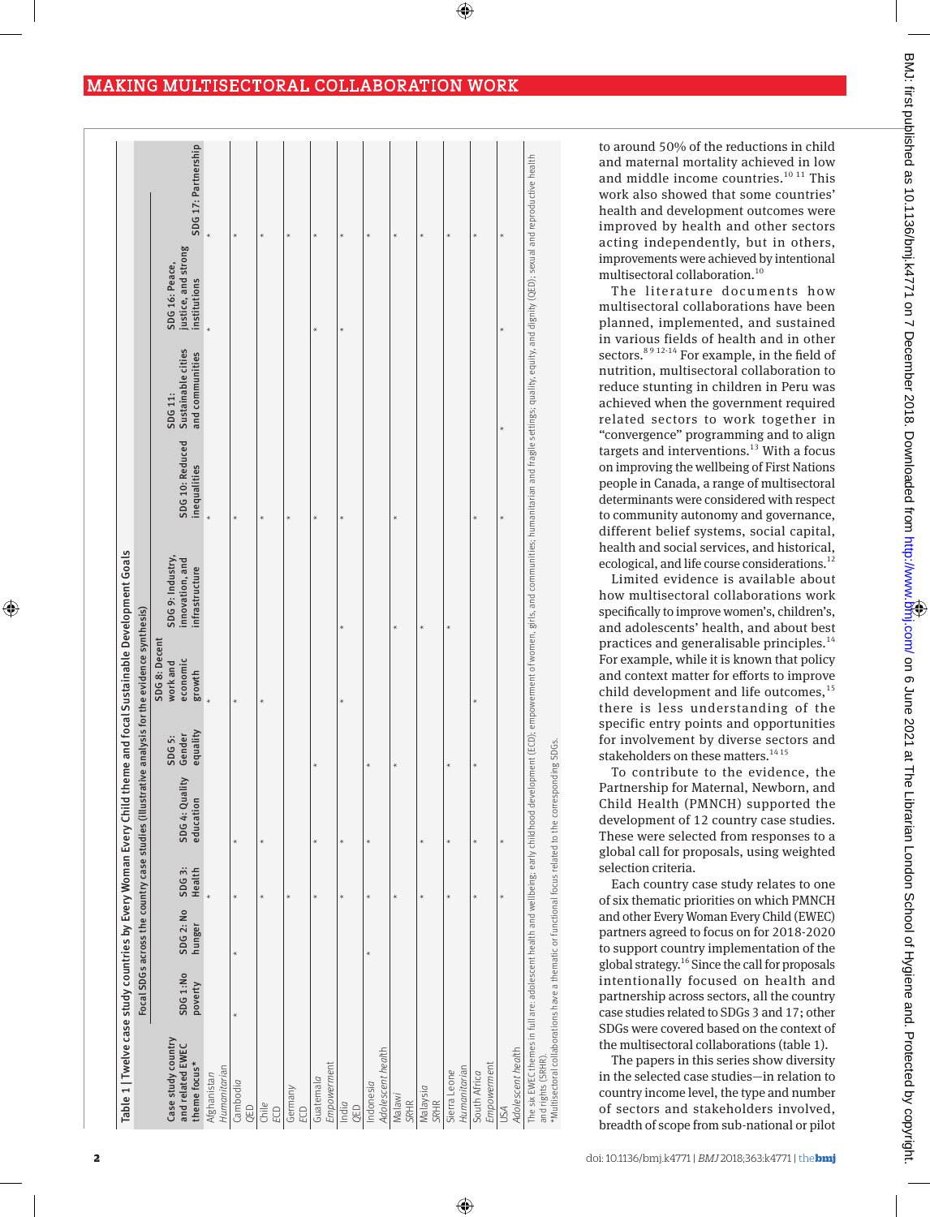Table 1 | Twelve case study countries by Every Woman Every Child theme and focal Sustainable Development Goals

| Case study country and related EWEC theme focus* | Focal SDGs across the country case studies (illustrative analysis for the evidence synthesis) | | | | | | | | | | |
|---|---|---|---|---|---|---|---|---|---|---|---|
| | SDG 1: No poverty | SDG 2: No hunger | SDG 3: Health | SDG 4: Quality education | SDG 5: Gender equality | SDG 8: Decent work and economic growth | SDG 9: Industry, innovation, and infrastructure | SDG 10: Reduced inequalities | SDG 11: Sustainable cities and communities | SDG 16: Peace, justice, and strong institutions | SDG 17: Partnership |
| Afghanistan *Humanitarian* | | | * | | | * | | * | | * | * |
| Cambodia *QED* | * | * | * | * | | * | | * | | | * |
| Chile *ECD* | | | * | * | | * | | * | | | * |
| Germany *ECD* | | | * | | | | | * | | | * |
| Guatemala *Empowerment* | | | * | * | * | | | * | | * | * |
| India *QED* | | | * | * | | * | * | * | | * | * |
| Indonesia *Adolescent health* | | * | * | * | * | | | | | | * |
| Malawi *SRHR* | | | * | | * | | * | * | | | * |
| Malaysia *SRHR* | | | * | * | | | * | | | | * |
| Sierra Leone *Humanitarian* | | | * | * | * | | * | | | | * |
| South Africa *Empowerment* | | | * | * | * | * | | * | | | * |
| USA *Adolescent health* | | | * | * | | | | * | * | * | * |

The six EWEC themes in full are: adolescent health and wellbeing; early childhood development (ECD); empowerment of women, girls, and communities; humanitarian and fragile settings; quality, equity, and dignity (QED); sexual and reproductive health and rights (SRHR).

*Multisectoral collaborations have a thematic or functional focus related to the corresponding SDGs.

to around 50% of the reductions in child and maternal mortality achieved in low and middle income countries.[10,11] This work also showed that some countries' health and development outcomes were improved by health and other sectors acting independently, but in others, improvements were achieved by intentional multisectoral collaboration.[10]

The literature documents how multisectoral collaborations have been planned, implemented, and sustained in various fields of health and in other sectors.[8,9,12-14] For example, in the field of nutrition, multisectoral collaboration to reduce stunting in children in Peru was achieved when the government required related sectors to work together in "convergence" programming and to align targets and interventions.[13] With a focus on improving the wellbeing of First Nations people in Canada, a range of multisectoral determinants were considered with respect to community autonomy and governance, different belief systems, social capital, health and social services, and historical, ecological, and life course considerations.[12]

Limited evidence is available about how multisectoral collaborations work specifically to improve women's, children's, and adolescents' health, and about best practices and generalisable principles.[14] For example, while it is known that policy and context matter for efforts to improve child development and life outcomes,[15] there is less understanding of the specific entry points and opportunities for involvement by diverse sectors and stakeholders on these matters.[14,15]

To contribute to the evidence, the Partnership for Maternal, Newborn, and Child Health (PMNCH) supported the development of 12 country case studies. These were selected from responses to a global call for proposals, using weighted selection criteria.

Each country case study relates to one of six thematic priorities on which PMNCH and other Every Woman Every Child (EWEC) partners agreed to focus on for 2018-2020 to support country implementation of the global strategy.[16] Since the call for proposals intentionally focused on health and partnership across sectors, all the country case studies related to SDGs 3 and 17; other SDGs were covered based on the context of the multisectoral collaborations (table 1).

The papers in this series show diversity in the selected case studies—in relation to country income level, the type and number of sectors and stakeholders involved, breadth of scope from sub-national or pilot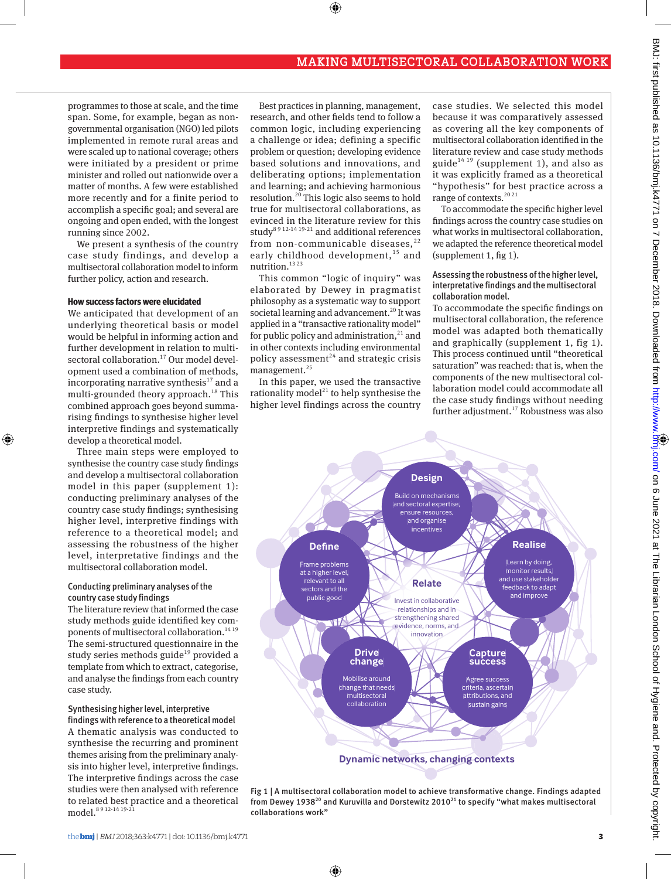programmes to those at scale, and the time span. Some, for example, began as non-governmental organisation (NGO) led pilots implemented in remote rural areas and were scaled up to national coverage; others were initiated by a president or prime minister and rolled out nationwide over a matter of months. A few were established more recently and for a finite period to accomplish a specific goal; and several are ongoing and open ended, with the longest running since 2002.

We present a synthesis of the country case study findings, and develop a multisectoral collaboration model to inform further policy, action and research.

### How success factors were elucidated

We anticipated that development of an underlying theoretical basis or model would be helpful in informing action and further development in relation to multisectoral collaboration.[17] Our model development used a combination of methods, incorporating narrative synthesis[17] and a multi-grounded theory approach.[18] This combined approach goes beyond summarising findings to synthesise higher level interpretive findings and systematically develop a theoretical model.

Three main steps were employed to synthesise the country case study findings and develop a multisectoral collaboration model in this paper (supplement 1): conducting preliminary analyses of the country case study findings; synthesising higher level, interpretive findings with reference to a theoretical model; and assessing the robustness of the higher level, interpretative findings and the multisectoral collaboration model.

#### Conducting preliminary analyses of the country case study findings

The literature review that informed the case study methods guide identified key components of multisectoral collaboration.[14 19] The semi-structured questionnaire in the study series methods guide[19] provided a template from which to extract, categorise, and analyse the findings from each country case study.

#### Synthesising higher level, interpretive findings with reference to a theoretical model

A thematic analysis was conducted to synthesise the recurring and prominent themes arising from the preliminary analysis into higher level, interpretive findings. The interpretive findings across the case studies were then analysed with reference to related best practice and a theoretical model.[8 9 12-14 19-21]

Best practices in planning, management, research, and other fields tend to follow a common logic, including experiencing a challenge or idea; defining a specific problem or question; developing evidence based solutions and innovations, and deliberating options; implementation and learning; and achieving harmonious resolution.[20] This logic also seems to hold true for multisectoral collaborations, as evinced in the literature review for this study[8 9 12-14 19-21] and additional references from non-communicable diseases,[22] early childhood development,[15] and nutrition.[13 23]

This common "logic of inquiry" was elaborated by Dewey in pragmatist philosophy as a systematic way to support societal learning and advancement.[20] It was applied in a "transactive rationality model" for public policy and administration,[21] and in other contexts including environmental policy assessment[24] and strategic crisis management.[25]

In this paper, we used the transactive rationality model[21] to help synthesise the higher level findings across the country case studies. We selected this model because it was comparatively assessed as covering all the key components of multisectoral collaboration identified in the literature review and case study methods guide[14 19] (supplement 1), and also as it was explicitly framed as a theoretical "hypothesis" for best practice across a range of contexts.[20 21]

To accommodate the specific higher level findings across the country case studies on what works in multisectoral collaboration, we adapted the reference theoretical model (supplement 1, fig 1).

#### Assessing the robustness of the higher level, interpretative findings and the multisectoral collaboration model.

To accommodate the specific findings on multisectoral collaboration, the reference model was adapted both thematically and graphically (supplement 1, fig 1). This process continued until "theoretical saturation" was reached: that is, when the components of the new multisectoral collaboration model could accommodate all the case study findings without needing further adjustment.[17] Robustness was also

Fig 1 | A multisectoral collaboration model to achieve transformative change. Findings adapted from Dewey 1938[20] and Kuruvilla and Dorstewitz 2010[21] to specify "what makes multisectoral collaborations work"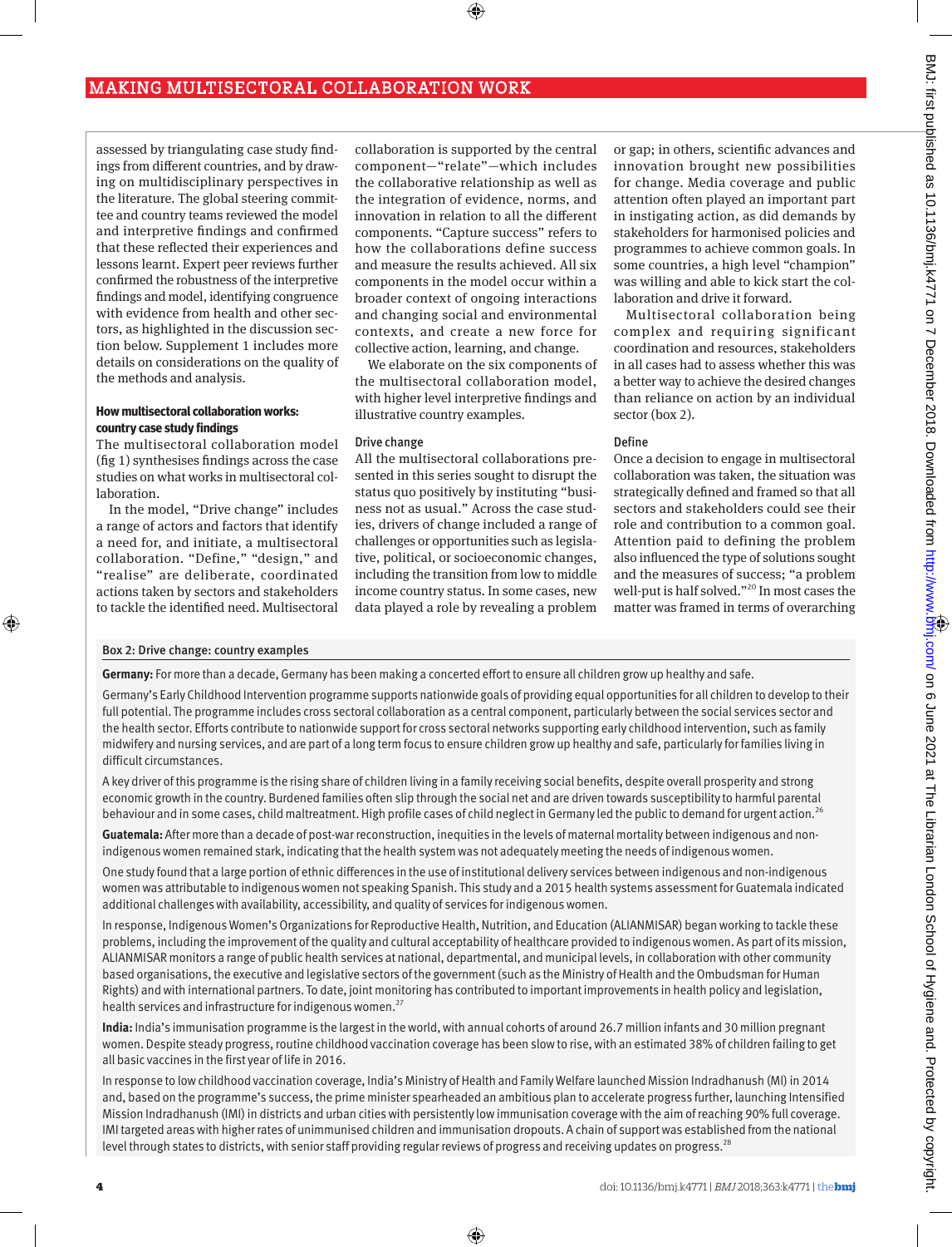assessed by triangulating case study findings from different countries, and by drawing on multidisciplinary perspectives in the literature. The global steering committee and country teams reviewed the model and interpretive findings and confirmed that these reflected their experiences and lessons learnt. Expert peer reviews further confirmed the robustness of the interpretive findings and model, identifying congruence with evidence from health and other sectors, as highlighted in the discussion section below. Supplement 1 includes more details on considerations on the quality of the methods and analysis.

#### How multisectoral collaboration works: country case study findings

The multisectoral collaboration model (fig 1) synthesises findings across the case studies on what works in multisectoral collaboration.

In the model, "Drive change" includes a range of actors and factors that identify a need for, and initiate, a multisectoral collaboration. "Define," "design," and "realise" are deliberate, coordinated actions taken by sectors and stakeholders to tackle the identified need. Multisectoral collaboration is supported by the central component—"relate"—which includes the collaborative relationship as well as the integration of evidence, norms, and innovation in relation to all the different components. "Capture success" refers to how the collaborations define success and measure the results achieved. All six components in the model occur within a broader context of ongoing interactions and changing social and environmental contexts, and create a new force for collective action, learning, and change.

We elaborate on the six components of the multisectoral collaboration model, with higher level interpretive findings and illustrative country examples.

#### Drive change

All the multisectoral collaborations presented in this series sought to disrupt the status quo positively by instituting "business not as usual." Across the case studies, drivers of change included a range of challenges or opportunities such as legislative, political, or socioeconomic changes, including the transition from low to middle income country status. In some cases, new data played a role by revealing a problem or gap; in others, scientific advances and innovation brought new possibilities for change. Media coverage and public attention often played an important part in instigating action, as did demands by stakeholders for harmonised policies and programmes to achieve common goals. In some countries, a high level "champion" was willing and able to kick start the collaboration and drive it forward.

Multisectoral collaboration being complex and requiring significant coordination and resources, stakeholders in all cases had to assess whether this was a better way to achieve the desired changes than reliance on action by an individual sector (box 2).

#### Define

Once a decision to engage in multisectoral collaboration was taken, the situation was strategically defined and framed so that all sectors and stakeholders could see their role and contribution to a common goal. Attention paid to defining the problem also influenced the type of solutions sought and the measures of success; "a problem well-put is half solved."[20] In most cases the matter was framed in terms of overarching

> **Box 2: Drive change: country examples**
>
> **Germany:** For more than a decade, Germany has been making a concerted effort to ensure all children grow up healthy and safe.
>
> Germany's Early Childhood Intervention programme supports nationwide goals of providing equal opportunities for all children to develop to their full potential. The programme includes cross sectoral collaboration as a central component, particularly between the social services sector and the health sector. Efforts contribute to nationwide support for cross sectoral networks supporting early childhood intervention, such as family midwifery and nursing services, and are part of a long term focus to ensure children grow up healthy and safe, particularly for families living in difficult circumstances.
>
> A key driver of this programme is the rising share of children living in a family receiving social benefits, despite overall prosperity and strong economic growth in the country. Burdened families often slip through the social net and are driven towards susceptibility to neglectful parental behaviour and in some cases, child maltreatment. High profile cases of child neglect in Germany led the public to demand for urgent action.[26]
>
> **Guatemala:** After more than a decade of post-war reconstruction, inequities in the levels of maternal mortality between indigenous and non-indigenous women remained stark, indicating that the health system was not adequately meeting the needs of indigenous women.
>
> One study found that a large portion of ethnic differences in the use of institutional delivery services between indigenous and non-indigenous women was attributable to indigenous women not speaking Spanish. This study and a 2015 health systems assessment for Guatemala indicated additional challenges with availability, accessibility, and quality of services for indigenous women.
>
> In response, Indigenous Women's Organizations for Reproductive Health, Nutrition, and Education (ALIANMISAR) began working to tackle these problems, including the improvement of the quality and cultural acceptability of healthcare provided to indigenous women. As part of its mission, ALIANMISAR monitors a range of public health services at national, departmental, and municipal levels, in collaboration with other community based organisations, the executive and legislative sectors of the government (such as the Ministry of Health and the Ombudsman for Human Rights) and with international partners. To date, joint monitoring has contributed to important improvements in health policy and legislation, health services and infrastructure for indigenous women.[27]
>
> **India:** India's immunisation programme is the largest in the world, with annual cohorts of around 26.7 million infants and 30 million pregnant women. Despite steady progress, routine childhood vaccination coverage has been slow to rise, with an estimated 38% of children failing to get all basic vaccines in the first year of life in 2016.
>
> In response to low childhood vaccination coverage, India's Ministry of Health and Family Welfare launched Mission Indradhanush (MI) in 2014 and, based on the programme's success, the prime minister spearheaded an ambitious plan to accelerate progress further, launching Intensified Mission Indradhanush (IMI) in districts and urban cities with persistently low immunisation coverage with the aim of reaching 90% full coverage. IMI targeted areas with higher rates of unimmunised children and immunisation dropouts. A chain of support was established from the national level through states to districts, with senior staff providing regular reviews of progress and receiving updates on progress.[28]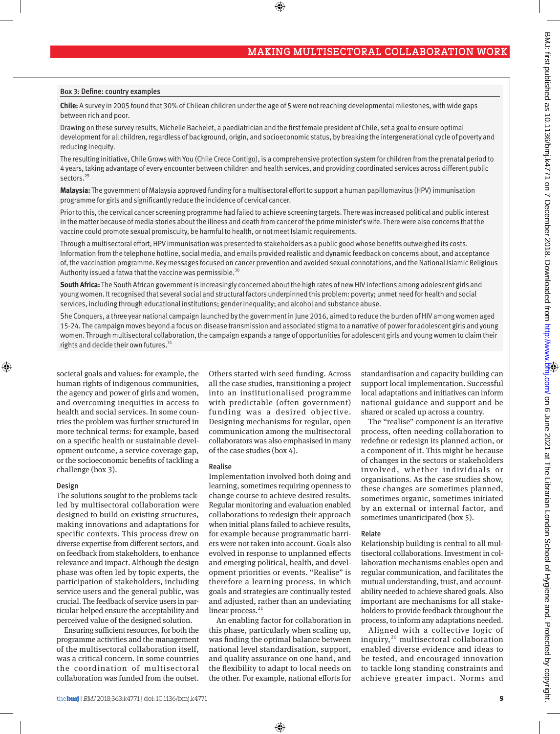### Box 3: Define: country examples

**Chile:** A survey in 2005 found that 30% of Chilean children under the age of 5 were not reaching developmental milestones, with wide gaps between rich and poor.

Drawing on these survey results, Michelle Bachelet, a paediatrician and the first female president of Chile, set a goal to ensure optimal development for all children, regardless of background, origin, and socioeconomic status, by breaking the intergenerational cycle of poverty and reducing inequity.

The resulting initiative, Chile Grows with You (Chile Crece Contigo), is a comprehensive protection system for children from the prenatal period to 4 years, taking advantage of every encounter between children and health services, and providing coordinated services across different public sectors.[29]

**Malaysia:** The government of Malaysia approved funding for a multisectoral effort to support a human papillomavirus (HPV) immunisation programme for girls and significantly reduce the incidence of cervical cancer.

Prior to this, the cervical cancer screening programme had failed to achieve screening targets. There was increased political and public interest in the matter because of media stories about the illness and death from cancer of the prime minister's wife. There were also concerns that the vaccine could promote sexual promiscuity, be harmful to health, or not meet Islamic requirements.

Through a multisectoral effort, HPV immunisation was presented to stakeholders as a public good whose benefits outweighed its costs. Information from the telephone hotline, social media, and emails provided realistic and dynamic feedback on concerns about, and acceptance of, the vaccination programme. Key messages focused on cancer prevention and avoided sexual connotations, and the National Islamic Religious Authority issued a fatwa that the vaccine was permissible.[30]

**South Africa:** The South African government is increasingly concerned about the high rates of new HIV infections among adolescent girls and young women. It recognised that several social and structural factors underpinned this problem: poverty; unmet need for health and social services, including through educational institutions; gender inequality; and alcohol and substance abuse.

She Conquers, a three year national campaign launched by the government in June 2016, aimed to reduce the burden of HIV among women aged 15-24. The campaign moves beyond a focus on disease transmission and associated stigma to a narrative of power for adolescent girls and young women. Through multisectoral collaboration, the campaign expands a range of opportunities for adolescent girls and young women to claim their rights and decide their own futures.[31]

societal goals and values: for example, the human rights of indigenous communities, the agency and power of girls and women, and overcoming inequities in access to health and social services. In some countries the problem was further structured in more technical terms: for example, based on a specific health or sustainable development outcome, a service coverage gap, or the socioeconomic benefits of tackling a challenge (box 3).

#### Design

The solutions sought to the problems tackled by multisectoral collaboration were designed to build on existing structures, making innovations and adaptations for specific contexts. This process drew on diverse expertise from different sectors, and on feedback from stakeholders, to enhance relevance and impact. Although the design phase was often led by topic experts, the participation of stakeholders, including service users and the general public, was crucial. The feedback of service users in particular helped ensure the acceptability and perceived value of the designed solution.

Ensuring sufficient resources, for both the programme activities and the management of the multisectoral collaboration itself, was a critical concern. In some countries the coordination of multisectoral collaboration was funded from the outset. Others started with seed funding. Across all the case studies, transitioning a project into an institutionalised programme with predictable (often government) funding was a desired objective. Designing mechanisms for regular, open communication among the multisectoral collaborators was also emphasised in many of the case studies (box 4).

#### Realise

Implementation involved both doing and learning, sometimes requiring openness to change course to achieve desired results. Regular monitoring and evaluation enabled collaborations to redesign their approach when initial plans failed to achieve results, for example because programmatic barriers were not taken into account. Goals also evolved in response to unplanned effects and emerging political, health, and development priorities or events. "Realise" is therefore a learning process, in which goals and strategies are continually tested and adjusted, rather than an undeviating linear process.[21]

An enabling factor for collaboration in this phase, particularly when scaling up, was finding the optimal balance between national level standardisation, support, and quality assurance on one hand, and the flexibility to adapt to local needs on the other. For example, national efforts for standardisation and capacity building can support local implementation. Successful local adaptations and initiatives can inform national guidance and support and be shared or scaled up across a country.

The "realise" component is an iterative process, often needing collaboration to redefine or redesign its planned action, or a component of it. This might be because of changes in the sectors or stakeholders involved, whether individuals or organisations. As the case studies show, these changes are sometimes planned, sometimes organic, sometimes initiated by an external or internal factor, and sometimes unanticipated (box 5).

#### Relate

Relationship building is central to all multisectoral collaborations. Investment in collaboration mechanisms enables open and regular communication, and facilitates the mutual understanding, trust, and accountability needed to achieve shared goals. Also important are mechanisms for all stakeholders to provide feedback throughout the process, to inform any adaptations needed.

Aligned with a collective logic of inquiry,[20] multisectoral collaboration enabled diverse evidence and ideas to be tested, and encouraged innovation to tackle long standing constraints and achieve greater impact. Norms and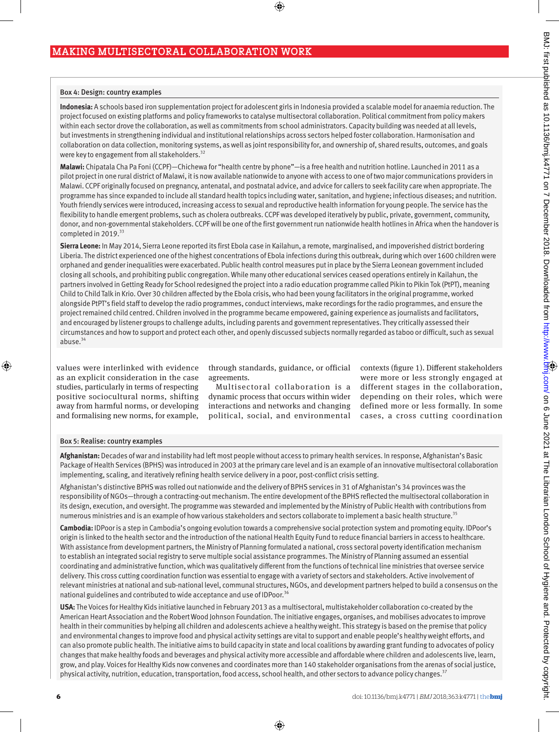### Box 4: Design: country examples

**Indonesia:** A schools based iron supplementation project for adolescent girls in Indonesia provided a scalable model for anaemia reduction. The project focused on existing platforms and policy frameworks to catalyse multisectoral collaboration. Political commitment from policy makers within each sector drove the collaboration, as well as commitments from school administrators. Capacity building was needed at all levels, but investments in strengthening individual and institutional relationships across sectors helped foster collaboration. Harmonisation and collaboration on data collection, monitoring systems, as well as joint responsibility for, and ownership of, shared results, outcomes, and goals were key to engagement from all stakeholders.[32]

**Malawi:** Chipatala Cha Pa Foni (CCPF)—Chichewa for "health centre by phone"—is a free health and nutrition hotline. Launched in 2011 as a pilot project in one rural district of Malawi, it is now available nationwide to anyone with access to one of two major communications providers in Malawi. CCPF originally focused on pregnancy, antenatal, and postnatal advice, and advice for callers to seek facility care when appropriate. The programme has since expanded to include all standard health topics including water, sanitation, and hygiene; infectious diseases; and nutrition. Youth friendly services were introduced, increasing access to sexual and reproductive health information for young people. The service has the flexibility to handle emergent problems, such as cholera outbreaks. CCPF was developed iteratively by public, private, government, community, donor, and non-governmental stakeholders. CCPF will be one of the first government run nationwide health hotlines in Africa when the handover is completed in 2019.[33]

**Sierra Leone:** In May 2014, Sierra Leone reported its first Ebola case in Kailahun, a remote, marginalised, and impoverished district bordering Liberia. The district experienced one of the highest concentrations of Ebola infections during this outbreak, during which over 1600 children were orphaned and gender inequalities were exacerbated. Public health control measures put in place by the Sierra Leonean government included closing all schools, and prohibiting public congregation. While many other educational services ceased operations entirely in Kailahun, the partners involved in Getting Ready for School redesigned the project into a radio education programme called Pikin to Pikin Tok (PtPT), meaning Child to Child Talk in Krio. Over 30 children affected by the Ebola crisis, who had been young facilitators in the original programme, worked alongside PtPT's field staff to develop the radio programmes, conduct interviews, make recordings for the radio programmes, and ensure the project remained child centred. Children involved in the programme became empowered, gaining experience as journalists and facilitators, and encouraged by listener groups to challenge adults, including parents and government representatives. They critically assessed their circumstances and how to support and protect each other, and openly discussed subjects normally regarded as taboo or difficult, such as sexual abuse.[34]

values were interlinked with evidence as an explicit consideration in the case studies, particularly in terms of respecting positive sociocultural norms, shifting away from harmful norms, or developing and formalising new norms, for example, through standards, guidance, or official agreements.

Multisectoral collaboration is a dynamic process that occurs within wider interactions and networks and changing political, social, and environmental contexts (figure 1). Different stakeholders were more or less strongly engaged at different stages in the collaboration, depending on their roles, which were defined more or less formally. In some cases, a cross cutting coordination

### Box 5: Realise: country examples

**Afghanistan:** Decades of war and instability had left most people without access to primary health services. In response, Afghanistan's Basic Package of Health Services (BPHS) was introduced in 2003 at the primary care level and is an example of an innovative multisectoral collaboration implementing, scaling, and iteratively refining health service delivery in a poor, post-conflict crisis setting.

Afghanistan's distinctive BPHS was rolled out nationwide and the delivery of BPHS services in 31 of Afghanistan's 34 provinces was the responsibility of NGOs—through a contracting-out mechanism. The entire development of the BPHS reflected the multisectoral collaboration in its design, execution, and oversight. The programme was stewarded and implemented by the Ministry of Public Health with contributions from numerous ministries and is an example of how various stakeholders and sectors collaborate to implement a basic health structure.[35]

**Cambodia:** IDPoor is a step in Cambodia's ongoing evolution towards a comprehensive social protection system and promoting equity. IDPoor's origin is linked to the health sector and the introduction of the national Health Equity Fund to reduce financial barriers in access to healthcare. With assistance from development partners, the Ministry of Planning formulated a national, cross sectoral poverty identification mechanism to establish an integrated social registry to serve multiple social assistance programmes. The Ministry of Planning assumed an essential coordinating and administrative function, which was qualitatively different from the functions of technical line ministries that oversee service delivery. This cross cutting coordination function was essential to engage with a variety of sectors and stakeholders. Active involvement of relevant ministries at national and sub-national level, communal structures, NGOs, and development partners helped to build a consensus on the national guidelines and contributed to wide acceptance and use of IDPoor.[36]

**USA:** The Voices for Healthy Kids initiative launched in February 2013 as a multisectoral, multistakeholder collaboration co-created by the American Heart Association and the Robert Wood Johnson Foundation. The initiative engages, organises, and mobilises advocates to improve health in their communities by helping all children and adolescents achieve a healthy weight. This strategy is based on the premise that policy and environmental changes to improve food and physical activity settings are vital to support and enable people's healthy weight efforts, and can also promote public health. The initiative aims to build capacity in state and local coalitions by awarding grant funding to advocates of policy changes that make healthy foods and beverages and physical activity more accessible and affordable where children and adolescents live, learn, grow, and play. Voices for Healthy Kids now convenes and coordinates more than 140 stakeholder organisations from the arenas of social justice, physical activity, nutrition, education, transportation, food access, school health, and other sectors to advance policy changes.[37]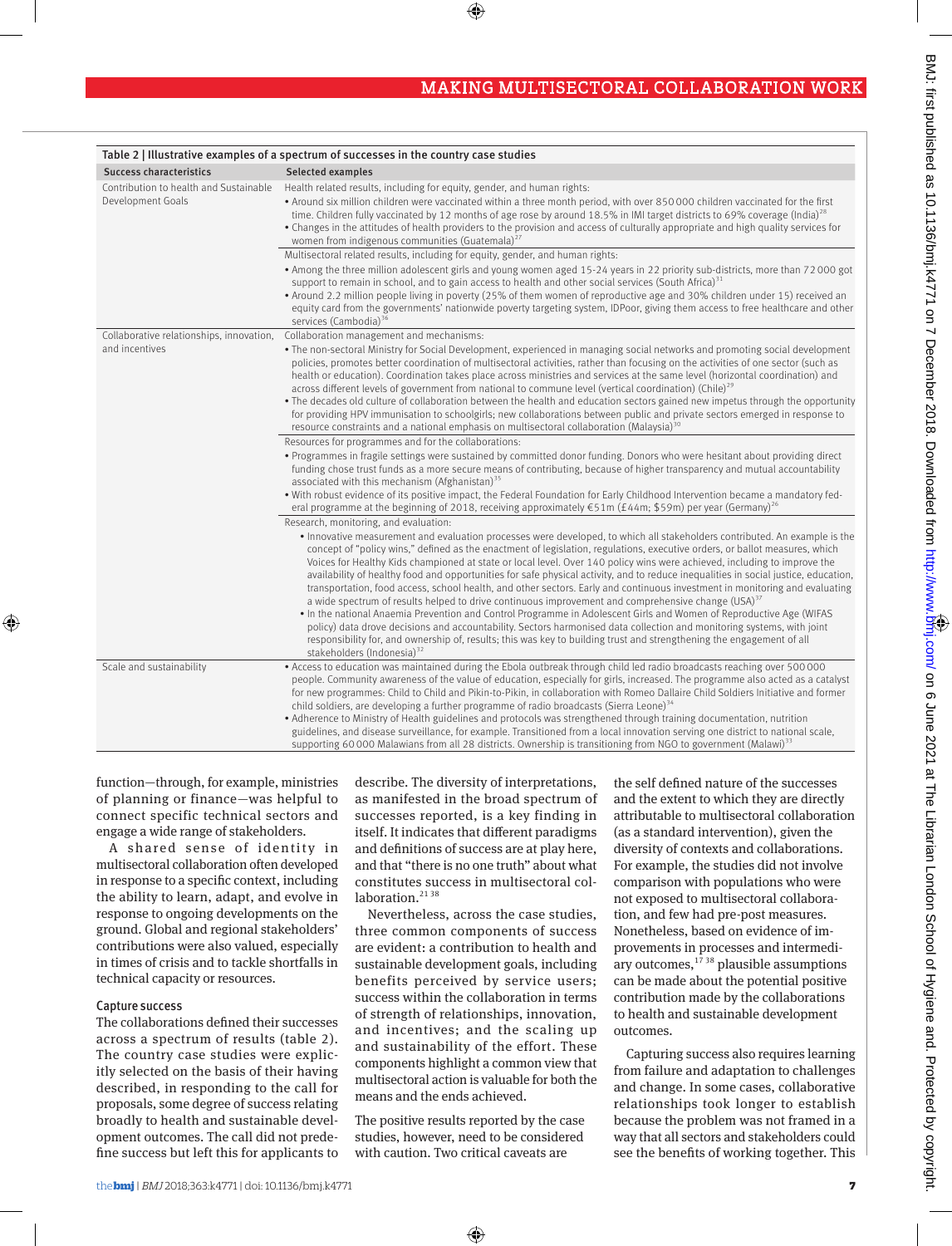Table 2 | Illustrative examples of a spectrum of successes in the country case studies

| Success characteristics | Selected examples |
|---|---|
| Contribution to health and Sustainable Development Goals | Health related results, including for equity, gender, and human rights: • Around six million children were vaccinated within a three month period, with over 850 000 children vaccinated for the first time. Children fully vaccinated by 12 months of age rose by around 18.5% in IMI target districts to 69% coverage (India)[28] • Changes in the attitudes of health providers to the provision and access of culturally appropriate and high quality services for women from indigenous communities (Guatemala)[27] |
| | Multisectoral related results, including for equity, gender, and human rights: • Among the three million adolescent girls and young women aged 15-24 years in 22 priority sub-districts, more than 72 000 got support to remain in school, and to gain access to health and other social services (South Africa)[31] • Around 2.2 million people living in poverty (25% of them women of reproductive age and 30% children under 15) received an equity card from the governments' nationwide poverty targeting system, IDPoor, giving them access to free healthcare and other services (Cambodia)[36] |
| Collaborative relationships, innovation, and incentives | Collaboration management and mechanisms: • The non-sectoral Ministry for Social Development, experienced in managing social networks and promoting social development policies, promotes better coordination of multisectoral activities, rather than focusing on the activities of one sector (such as health or education). Coordination takes place across ministries and services at the same level (horizontal coordination) and across different levels of government from national to commune level (vertical coordination) (Chile)[29] • The decades old culture of collaboration between the health and education sectors gained new impetus through the opportunity for providing HPV immunisation to schoolgirls; new collaborations between public and private sectors emerged in response to resource constraints and a national emphasis on multisectoral collaboration (Malaysia)[30] |
| | Resources for programmes and for the collaborations: • Programmes in fragile settings were sustained by committed donor funding. Donors who were hesitant about providing direct funding chose trust funds as a more secure means of contributing, because of higher transparency and mutual accountability associated with this mechanism (Afghanistan)[35] • With robust evidence of its positive impact, the Federal Foundation for Early Childhood Intervention became a mandatory federal programme at the beginning of 2018, receiving approximately €51m (£44m; $59m) per year (Germany)[26] |
| | Research, monitoring, and evaluation: • Innovative measurement and evaluation processes were developed, to which all stakeholders contributed. An example is the concept of "policy wins," defined as the enactment of legislation, regulations, executive orders, or ballot measures, which Voices for Healthy Kids championed at state or local level. Over 140 policy wins were achieved, including to improve the availability of healthy food and opportunities for safe physical activity, and to reduce inequalities in social justice, education, transportation, food access, school health, and other sectors. Early and continuous investment in monitoring and evaluating a wide spectrum of results helped to drive continuous improvement and comprehensive change (USA)[37] • In the national Anaemia Prevention and Control Programme in Adolescent Girls and Women of Reproductive Age (WIFAS policy) data drove decisions and accountability. Sectors harmonised data collection and monitoring systems, with joint responsibility for, and ownership of, results; this was key to building trust and strengthening the engagement of all stakeholders (Indonesia)[32] |
| Scale and sustainability | • Access to education was maintained during the Ebola outbreak through child led radio broadcasts reaching over 500 000 people. Community awareness of the value of education, especially for girls, increased. The programme also acted as a catalyst for new programmes: Child to Child and Pikin-to-Pikin, in collaboration with Romeo Dallaire Child Soldiers Initiative and former child soldiers, are developing a further programme of radio broadcasts (Sierra Leone)[34] • Adherence to Ministry of Health guidelines and protocols was strengthened through training documentation, nutrition guidelines, and disease surveillance, for example. Transitioned from a local innovation serving one district to national scale, supporting 60 000 Malawians from all 28 districts. Ownership is transitioning from NGO to government (Malawi)[33] |

function—through, for example, ministries of planning or finance—was helpful to connect specific technical sectors and engage a wide range of stakeholders.

A shared sense of identity in multisectoral collaboration often developed in response to a specific context, including the ability to learn, adapt, and evolve in response to ongoing developments on the ground. Global and regional stakeholders' contributions were also valued, especially in times of crisis and to tackle shortfalls in technical capacity or resources.

### Capture success

The collaborations defined their successes across a spectrum of results (table 2). The country case studies were explicitly selected on the basis of their having described, in responding to the call for proposals, some degree of success relating broadly to health and sustainable development outcomes. The call did not predefine success but left this for applicants to describe. The diversity of interpretations, as manifested in the broad spectrum of successes reported, is a key finding in itself. It indicates that different paradigms and definitions of success are at play here, and that "there is no one truth" about what constitutes success in multisectoral collaboration.[21,38]

Nevertheless, across the case studies, three common components of success are evident: a contribution to health and sustainable development goals, including benefits perceived by service users; success within the collaboration in terms of strength of relationships, innovation, and incentives; and the scaling up and sustainability of the effort. These components highlight a common view that multisectoral action is valuable for both the means and the ends achieved.

The positive results reported by the case studies, however, need to be considered with caution. Two critical caveats are the self defined nature of the successes and the extent to which they are directly attributable to multisectoral collaboration (as a standard intervention), given the diversity of contexts and collaborations. For example, the studies did not involve comparison with populations who were not exposed to multisectoral collaboration, and few had pre-post measures. Nonetheless, based on evidence of improvements in processes and intermediary outcomes,[17,38] plausible assumptions can be made about the potential positive contribution made by the collaborations to health and sustainable development outcomes.

Capturing success also requires learning from failure and adaptation to challenges and change. In some cases, collaborative relationships took longer to establish because the problem was not framed in a way that all sectors and stakeholders could see the benefits of working together. This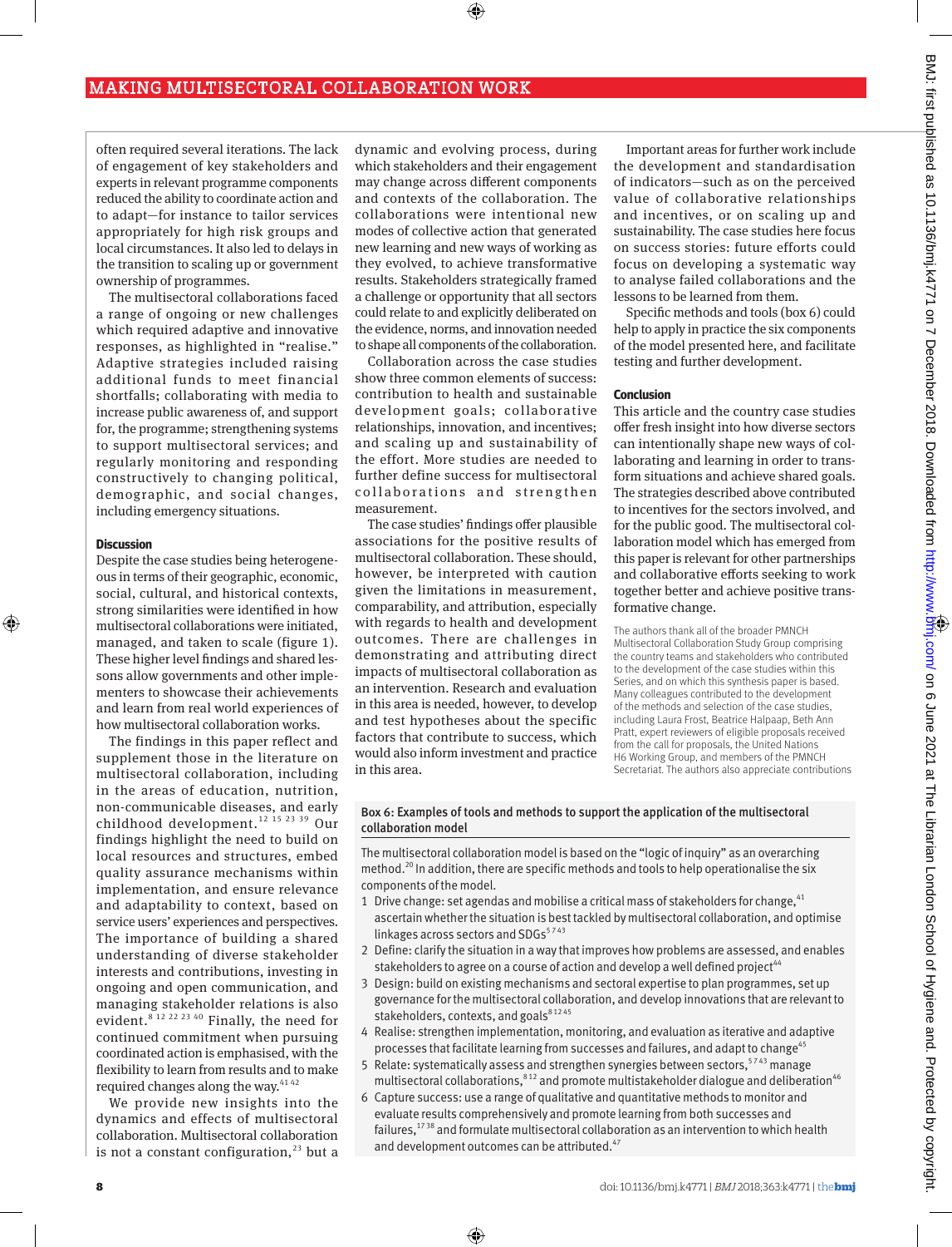often required several iterations. The lack of engagement of key stakeholders and experts in relevant programme components reduced the ability to coordinate action and to adapt—for instance to tailor services appropriately for high risk groups and local circumstances. It also led to delays in the transition to scaling up or government ownership of programmes.

The multisectoral collaborations faced a range of ongoing or new challenges which required adaptive and innovative responses, as highlighted in "realise." Adaptive strategies included raising additional funds to meet financial shortfalls; collaborating with media to increase public awareness of, and support for, the programme; strengthening systems to support multisectoral services; and regularly monitoring and responding constructively to changing political, demographic, and social changes, including emergency situations.

### Discussion

Despite the case studies being heterogeneous in terms of their geographic, economic, social, cultural, and historical contexts, strong similarities were identified in how multisectoral collaborations were initiated, managed, and taken to scale (figure 1). These higher level findings and shared lessons allow governments and other implementers to showcase their achievements and learn from real world experiences of how multisectoral collaboration works.

The findings in this paper reflect and supplement those in the literature on multisectoral collaboration, including in the areas of education, nutrition, non-communicable diseases, and early childhood development.[12 15 23 39] Our findings highlight the need to build on local resources and structures, embed quality assurance mechanisms within implementation, and ensure relevance and adaptability to context, based on service users' experiences and perspectives. The importance of building a shared understanding of diverse stakeholder interests and contributions, investing in ongoing and open communication, and managing stakeholder relations is also evident.[8 12 22 23 40] Finally, the need for continued commitment when pursuing coordinated action is emphasised, with the flexibility to learn from results and to make required changes along the way.[41 42]

We provide new insights into the dynamics and effects of multisectoral collaboration. Multisectoral collaboration is not a constant configuration,[23] but a dynamic and evolving process, during which stakeholders and their engagement may change across different components and contexts of the collaboration. The collaborations were intentional new modes of collective action that generated new learning and new ways of working as they evolved, to achieve transformative results. Stakeholders strategically framed a challenge or opportunity that all sectors could relate to and explicitly deliberated on the evidence, norms, and innovation needed to shape all components of the collaboration.

Collaboration across the case studies show three common elements of success: contribution to health and sustainable development goals; collaborative relationships, innovation, and incentives; and scaling up and sustainability of the effort. More studies are needed to further define success for multisectoral collaborations and strengthen measurement.

The case studies' findings offer plausible associations for the positive results of multisectoral collaboration. These should, however, be interpreted with caution given the limitations in measurement, comparability, and attribution, especially with regards to health and development outcomes. There are challenges in demonstrating and attributing direct impacts of multisectoral collaboration as an intervention. Research and evaluation in this area is needed, however, to develop and test hypotheses about the specific factors that contribute to success, which would also inform investment and practice in this area.

Important areas for further work include the development and standardisation of indicators—such as on the perceived value of collaborative relationships and incentives, or on scaling up and sustainability. The case studies here focus on success stories: future efforts could focus on developing a systematic way to analyse failed collaborations and the lessons to be learned from them.

Specific methods and tools (box 6) could help to apply in practice the six components of the model presented here, and facilitate testing and further development.

### Conclusion

This article and the country case studies offer fresh insight into how diverse sectors can intentionally shape new ways of collaborating and learning in order to transform situations and achieve shared goals. The strategies described above contributed to incentives for the sectors involved, and for the public good. The multisectoral collaboration model which has emerged from this paper is relevant for other partnerships and collaborative efforts seeking to work together better and achieve positive transformative change.

The authors thank all of the broader PMNCH Multisectoral Collaboration Study Group comprising the country teams and stakeholders who contributed to the development of the case studies within this Series, and on which this synthesis paper is based. Many colleagues contributed to the development of the methods and selection of the case studies, including Laura Frost, Beatrice Halpaap, Beth Ann Pratt, expert reviewers of eligible proposals received from the call for proposals, the United Nations H6 Working Group, and members of the PMNCH Secretariat. The authors also appreciate contributions

**Box 6: Examples of tools and methods to support the application of the multisectoral collaboration model**

The multisectoral collaboration model is based on the "logic of inquiry" as an overarching method.[20] In addition, there are specific methods and tools to help operationalise the six components of the model.

1. Drive change: set agendas and mobilise a critical mass of stakeholders for change,[41] ascertain whether the situation is best tackled by multisectoral collaboration, and optimise linkages across sectors and SDGs[5 7 43]
2. Define: clarify the situation in a way that improves how problems are assessed, and enables stakeholders to agree on a course of action and develop a well defined project[44]
3. Design: build on existing mechanisms and sectoral expertise to plan programmes, set up governance for the multisectoral collaboration, and develop innovations that are relevant to stakeholders, contexts, and goals[8 12 45]
4. Realise: strengthen implementation, monitoring, and evaluation as iterative and adaptive processes that facilitate learning from successes and failures, and adapt to change[45]
5. Relate: systematically assess and strengthen synergies between sectors,[5 7 43] manage multisectoral collaborations,[8 12] and promote multistakeholder dialogue and deliberation[46]
6. Capture success: use a range of qualitative and quantitative methods to monitor and evaluate results comprehensively and promote learning from both successes and failures,[17 38] and formulate multisectoral collaboration as an intervention to which health and development outcomes can be attributed.[47]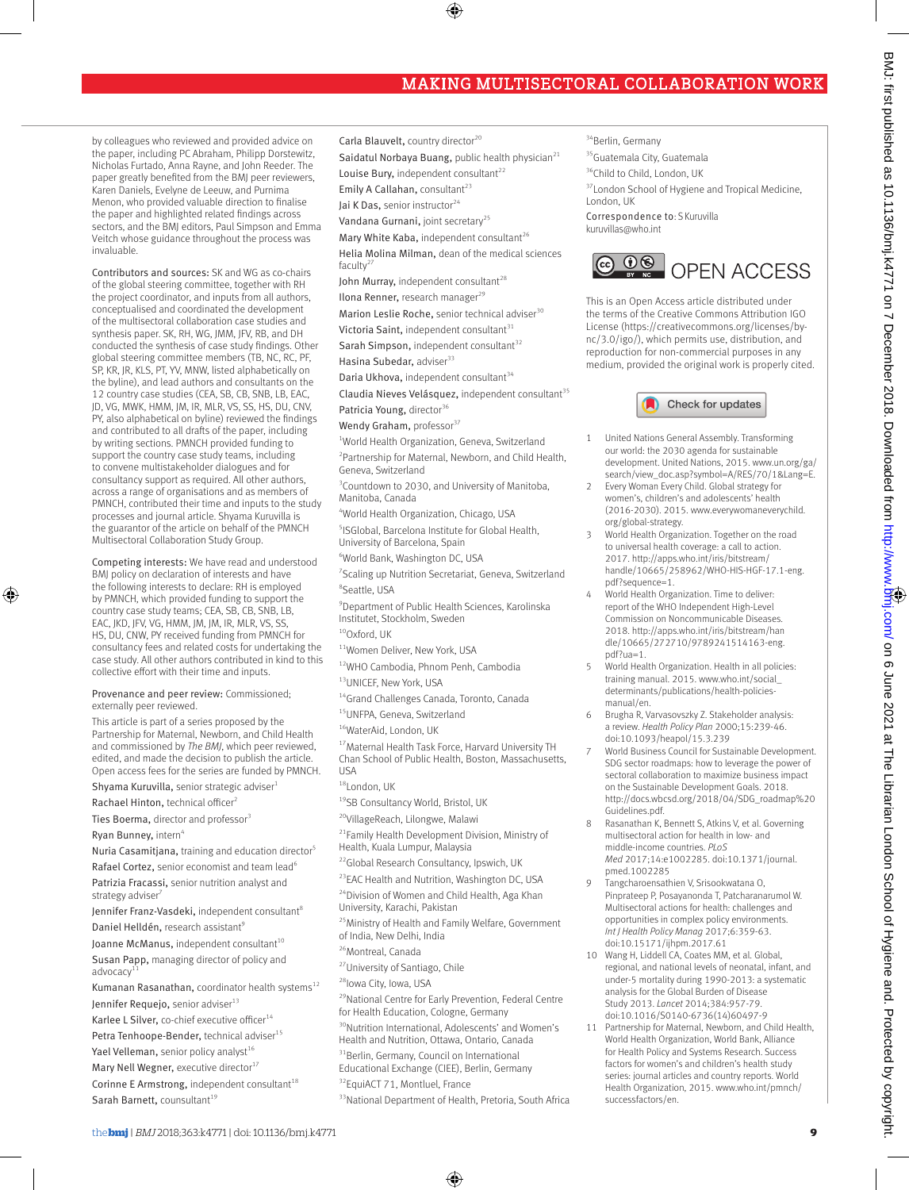by colleagues who reviewed and provided advice on the paper, including PC Abraham, Philipp Dorstewitz, Nicholas Furtado, Anna Rayne, and John Reeder. The paper greatly benefited from the BMJ peer reviewers, Karen Daniels, Evelyne de Leeuw, and Purnima Menon, who provided valuable direction to finalise the paper and highlighted related findings across sectors, and the BMJ editors, Paul Simpson and Emma Veitch whose guidance throughout the process was invaluable.

**Contributors and sources:** SK and WG as co-chairs of the global steering committee, together with RH the project coordinator, and inputs from all authors, conceptualised and coordinated the development of the multisectoral collaboration case studies and synthesis paper. SK, RH, WG, JMM, JFV, RB, and DH conducted the synthesis of case study findings. Other global steering committee members (TB, NC, RC, PF, SP, KR, JR, KLS, PT, YV, MNW, listed alphabetically on the byline), and lead authors and consultants on the 12 country case studies (CEA, SB, CB, SNB, LB, EAC, JD, VG, MWK, HMM, JM, IR, MLR, VS, SS, HS, DU, CNV, PY, also alphabetical on byline) reviewed the findings and contributed to all drafts of the paper, including by writing sections. PMNCH provided funding to support the country case study teams, including to convene multistakeholder dialogues and for consultancy support as required. All other authors, across a range of organisations and as members of PMNCH, contributed their time and inputs to the study processes and journal article. Shyama Kuruvilla is the guarantor of the article on behalf of the PMNCH Multisectoral Collaboration Study Group.

**Competing interests:** We have read and understood BMJ policy on declaration of interests and have the following interests to declare: RH is employed by PMNCH, which provided funding to support the country case study teams; CEA, SB, CB, SNB, LB, EAC, JKD, JFV, VG, HMM, JM, JM, IR, MLR, VS, SS, HS, DU, CNW, PY received funding from PMNCH for consultancy fees and related costs for undertaking the case study. All other authors contributed in kind to this collective effort with their time and inputs.

**Provenance and peer review:** Commissioned; externally peer reviewed.

This article is part of a series proposed by the Partnership for Maternal, Newborn, and Child Health and commissioned by *The BMJ*, which peer reviewed, edited, and made the decision to publish the article. Open access fees for the series are funded by PMNCH.

**Shyama Kuruvilla,** senior strategic adviser[1]
**Rachael Hinton,** technical officer[2]
**Ties Boerma,** director and professor[3]
**Ryan Bunney,** intern[4]
**Nuria Casamitjana,** training and education director[5]
**Rafael Cortez,** senior economist and team lead[6]
**Patrizia Fracassi,** senior nutrition analyst and strategy adviser[7]
**Jennifer Franz-Vasdeki,** independent consultant[8]
**Daniel Helldén,** research assistant[9]
**Joanne McManus,** independent consultant[10]
**Susan Papp,** managing director of policy and advocacy[11]
**Kumanan Rasanathan,** coordinator health systems[12]
**Jennifer Requejo,** senior adviser[13]
**Karlee L Silver,** co-chief executive officer[14]
**Petra Tenhoope-Bender,** technical adviser[15]
**Yael Velleman,** senior policy analyst[16]
**Mary Nell Wegner,** executive director[17]
**Corinne E Armstrong,** independent consultant[18]
**Sarah Barnett,** counsultant[19]
**Carla Blauvelt,** country director[20]
**Saidatul Norbaya Buang,** public health physician[21]
**Louise Bury,** independent consultant[22]
**Emily A Callahan,** consultant[23]
**Jai K Das,** senior instructor[24]
**Vandana Gurnani,** joint secretary[25]
**Mary White Kaba,** independent consultant[26]
**Helia Molina Milman,** dean of the medical sciences faculty[27]
**John Murray,** independent consultant[28]
**Ilona Renner,** research manager[29]
**Marion Leslie Roche,** senior technical adviser[30]
**Victoria Saint,** independent consultant[31]
**Sarah Simpson,** independent consultant[32]
**Hasina Subedar,** adviser[33]
**Daria Ukhova,** independent consultant[34]
**Claudia Nieves Velásquez,** independent consultant[35]
**Patricia Young,** director[36]
**Wendy Graham,** professor[37]

[1]World Health Organization, Geneva, Switzerland
[2]Partnership for Maternal, Newborn, and Child Health, Geneva, Switzerland
[3]Countdown to 2030, and University of Manitoba, Manitoba, Canada
[4]World Health Organization, Chicago, USA
[5]ISGlobal, Barcelona Institute for Global Health, University of Barcelona, Spain
[6]World Bank, Washington DC, USA
[7]Scaling up Nutrition Secretariat, Geneva, Switzerland
[8]Seattle, USA
[9]Department of Public Health Sciences, Karolinska Institutet, Stockholm, Sweden
[10]Oxford, UK
[11]Women Deliver, New York, USA
[12]WHO Cambodia, Phnom Penh, Cambodia
[13]UNICEF, New York, USA
[14]Grand Challenges Canada, Toronto, Canada
[15]UNFPA, Geneva, Switzerland
[16]WaterAid, London, UK
[17]Maternal Health Task Force, Harvard University TH Chan School of Public Health, Boston, Massachusetts, USA
[18]London, UK
[19]SB Consultancy World, Bristol, UK
[20]VillageReach, Lilongwe, Malawi
[21]Family Health Development Division, Ministry of Health, Kuala Lumpur, Malaysia
[22]Global Research Consultancy, Ipswich, UK
[23]EAC Health and Nutrition, Washington DC, USA
[24]Division of Women and Child Health, Aga Khan University, Karachi, Pakistan
[25]Ministry of Health and Family Welfare, Government of India, New Delhi, India
[26]Montreal, Canada
[27]University of Santiago, Chile
[28]Iowa City, Iowa, USA
[29]National Centre for Early Prevention, Federal Centre for Health Education, Cologne, Germany
[30]Nutrition International, Adolescents' and Women's Health and Nutrition, Ottawa, Ontario, Canada
[31]Berlin, Germany, Council on International Educational Exchange (CIEE), Berlin, Germany
[32]EquiACT 71, Montluel, France
[33]National Department of Health, Pretoria, South Africa
[34]Berlin, Germany
[35]Guatemala City, Guatemala
[36]Child to Child, London, UK
[37]London School of Hygiene and Tropical Medicine, London, UK

Correspondence to: S Kuruvilla kuruvillas@who.int

OPEN ACCESS

This is an Open Access article distributed under the terms of the Creative Commons Attribution IGO License (https://creativecommons.org/licenses/by-nc/3.0/igo/), which permits use, distribution, and reproduction for non-commercial purposes in any medium, provided the original work is properly cited.

1. United Nations General Assembly. Transforming our world: the 2030 agenda for sustainable development. United Nations, 2015. www.un.org/ga/search/view_doc.asp?symbol=A/RES/70/1&Lang=E.
2. Every Woman Every Child. Global strategy for women's, children's and adolescents' health (2016-2030). 2015. www.everywomaneverychild.org/global-strategy.
3. World Health Organization. Together on the road to universal health coverage: a call to action. 2017. http://apps.who.int/iris/bitstream/handle/10665/258962/WHO-HIS-HGF-17.1-eng.pdf?sequence=1.
4. World Health Organization. Time to deliver: report of the WHO Independent High-Level Commission on Noncommunicable Diseases. 2018. http://apps.who.int/iris/bitstream/handle/10665/272710/9789241514163-eng.pdf?ua=1.
5. World Health Organization. Health in all policies: training manual. 2015. www.who.int/social_determinants/publications/health-policies-manual/en.
6. Brugha R, Varvasovszky Z. Stakeholder analysis: a review. *Health Policy Plan* 2000;15:239-46. doi:10.1093/heapol/15.3.239
7. World Business Council for Sustainable Development. SDG sector roadmaps: how to leverage the power of sectoral collaboration to maximize business impact on the Sustainable Development Goals. 2018. http://docs.wbcsd.org/2018/04/SDG_roadmap%20Guidelines.pdf.
8. Rasanathan K, Bennett S, Atkins V, et al. Governing multisectoral action for health in low- and middle-income countries. *PLoS Med* 2017;14:e1002285. doi:10.1371/journal.pmed.1002285
9. Tangcharoensathien V, Srisookwatana O, Pinprateep P, Posayanonda T, Patcharanarumol W. Multisectoral actions for health: challenges and opportunities in complex policy environments. *Int J Health Policy Manag* 2017;6:359-63. doi:10.15171/ijhpm.2017.61
10. Wang H, Liddell CA, Coates MM, et al. Global, regional, and national levels of neonatal, infant, and under-5 mortality during 1990-2013: a systematic analysis for the Global Burden of Disease Study 2013. *Lancet* 2014;384:957-79. doi:10.1016/S0140-6736(14)60497-9
11. Partnership for Maternal, Newborn, and Child Health, World Health Organization, World Bank, Alliance for Health Policy and Systems Research. Success factors for women's and children's health study series: journal articles and country reports. World Health Organization, 2015. www.who.int/pmnch/successfactors/en.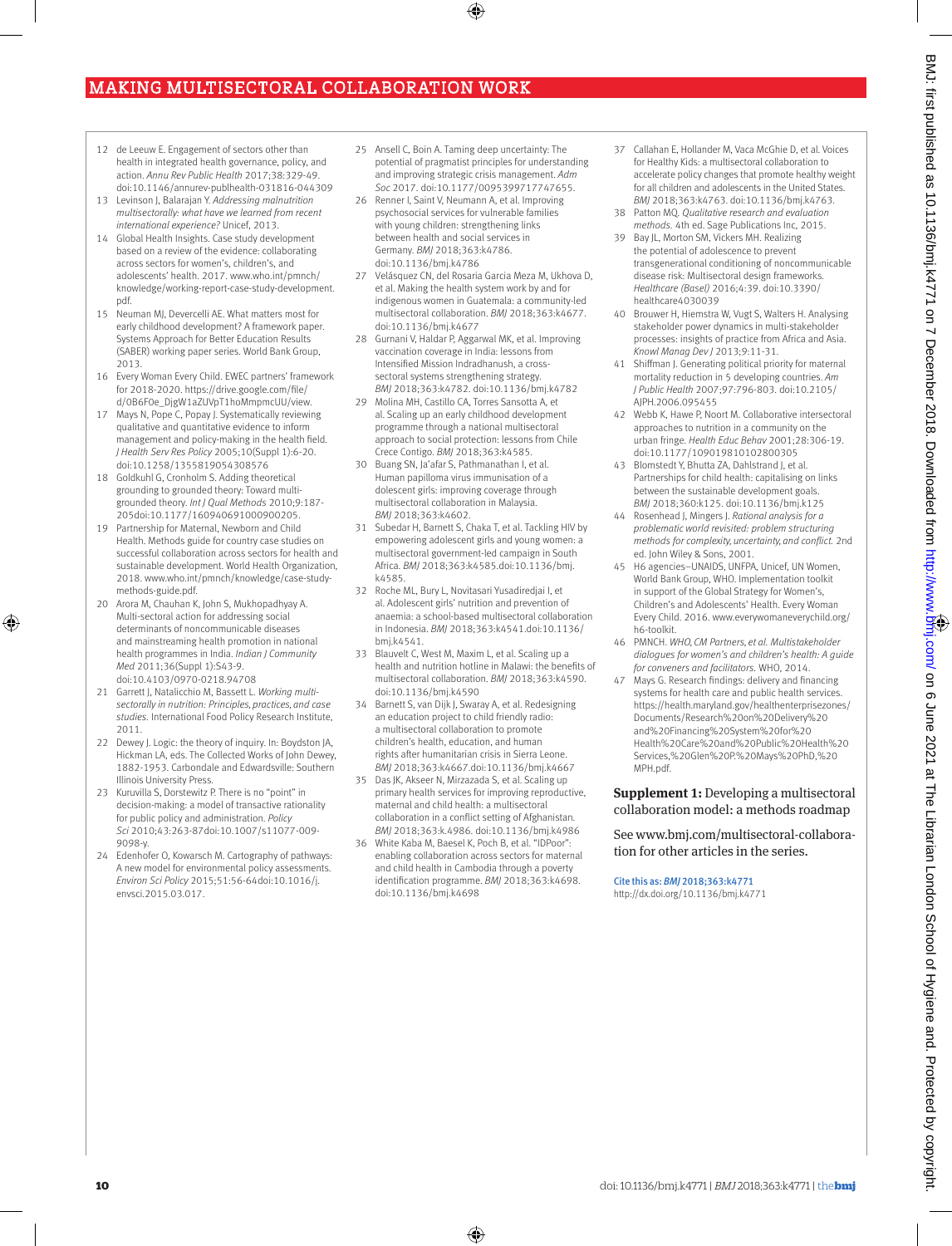12 de Leeuw E. Engagement of sectors other than health in integrated health governance, policy, and action. *Annu Rev Public Health* 2017;38:329-49. doi:10.1146/annurev-publhealth-031816-044309

13 Levinson J, Balarajan Y. *Addressing malnutrition multisectorally: what have we learned from recent international experience?* Unicef, 2013.

14 Global Health Insights. Case study development based on a review of the evidence: collaborating across sectors for women's, children's, and adolescents' health. 2017. www.who.int/pmnch/knowledge/working-report-case-study-development.pdf.

15 Neuman MJ, Devercelli AE. What matters most for early childhood development? A framework paper. Systems Approach for Better Education Results (SABER) working paper series. World Bank Group, 2013.

16 Every Woman Every Child. EWEC partners' framework for 2018-2020. https://drive.google.com/file/d/0B6F0e_DjgW1aZUVpT1hoMmpmcUU/view.

17 Mays N, Pope C, Popay J. Systematically reviewing qualitative and quantitative evidence to inform management and policy-making in the health field. *J Health Serv Res Policy* 2005;10(Suppl 1):6-20. doi:10.1258/1355819054308576

18 Goldkuhl G, Cronholm S. Adding theoretical grounding to grounded theory: Toward multi-grounded theory. *Int J Qual Methods* 2010;9:187-205doi:10.1177/160940691000900205.

19 Partnership for Maternal, Newborn and Child Health. Methods guide for country case studies on successful collaboration across sectors for health and sustainable development. World Health Organization, 2018. www.who.int/pmnch/knowledge/case-study-methods-guide.pdf.

20 Arora M, Chauhan K, John S, Mukhopadhyay A. Multi-sectoral action for addressing social determinants of noncommunicable diseases and mainstreaming health promotion in national health programmes in India. *Indian J Community Med* 2011;36(Suppl 1):S43-9. doi:10.4103/0970-0218.94708

21 Garrett J, Natalicchio M, Bassett L. *Working multi-sectorally in nutrition: Principles, practices, and case studies.* International Food Policy Research Institute, 2011.

22 Dewey J. Logic: the theory of inquiry. In: Boydston JA, Hickman LA, eds. The Collected Works of John Dewey, 1882-1953. Carbondale and Edwardsville: Southern Illinois University Press.

23 Kuruvilla S, Dorstewitz P. There is no "point" in decision-making: a model of transactive rationality for public policy and administration. *Policy Sci* 2010;43:263-87doi:10.1007/s11077-009-9098-y.

24 Edenhofer O, Kowarsch M. Cartography of pathways: A new model for environmental policy assessments. *Environ Sci Policy* 2015;51:56-64doi:10.1016/j.envsci.2015.03.017.

25 Ansell C, Boin A. Taming deep uncertainty: The potential of pragmatist principles for understanding and improving strategic crisis management. *Adm Soc* 2017. doi:10.1177/0095399717747655.

26 Renner I, Saint V, Neumann A, et al. Improving psychosocial services for vulnerable families with young children: strengthening links between health and social services in Germany. *BMJ* 2018;363:k4786. doi:10.1136/bmj.k4786

27 Velásquez CN, del Rosaria Garcia Meza M, Ukhova D, et al. Making the health system work by and for indigenous women in Guatemala: a community-led multisectoral collaboration. *BMJ* 2018;363:k4677. doi:10.1136/bmj.k4677

28 Gurnani V, Haldar P, Aggarwal MK, et al. Improving vaccination coverage in India: lessons from Intensified Mission Indradhanush, a cross-sectoral systems strengthening strategy. *BMJ* 2018;363:k4782. doi:10.1136/bmj.k4782

29 Molina MH, Castillo CA, Torres Sansotta A, et al. Scaling up an early childhood development programme through a national multisectoral approach to social protection: lessons from Chile Crece Contigo. *BMJ* 2018;363:k4585.

30 Buang SN, Ja'afar S, Pathmanathan I, et al. Human papilloma virus immunisation of adolescent girls: improving coverage through multisectoral collaboration in Malaysia. *BMJ* 2018;363:k4602.

31 Subedar H, Barnett S, Chaka T, et al. Tackling HIV by empowering adolescent girls and young women: a multisectoral government-led campaign in South Africa. *BMJ* 2018;363:k4585.doi:10.1136/bmj.k4585.

32 Roche ML, Bury L, Novitasari Yusadiredjai I, et al. Adolescent girls' nutrition and prevention of anaemia: a school-based multisectoral collaboration in Indonesia. *BMJ* 2018;363:k4541.doi:10.1136/bmj.k4541.

33 Blauvelt C, West M, Maxim L, et al. Scaling up a health and nutrition hotline in Malawi: the benefits of multisectoral collaboration. *BMJ* 2018;363:k4590. doi:10.1136/bmj.k4590

34 Barnett S, van Dijk J, Swaray A, et al. Redesigning an education project to child friendly radio: a multisectoral collaboration to promote children's health, education, and human rights after humanitarian crisis in Sierra Leone. *BMJ* 2018;363:k4667.doi:10.1136/bmj.k4667

35 Das JK, Akseer N, Mirzazada S, et al. Scaling up primary health services for improving reproductive, maternal and child health: a multisectoral collaboration in a conflict setting of Afghanistan. *BMJ* 2018;363:k.4986. doi:10.1136/bmj.k4986

36 White Kaba M, Baesel K, Poch B, et al. "IDPoor": enabling collaboration across sectors for maternal and child health in Cambodia through a poverty identification programme. *BMJ* 2018;363:k4698. doi:10.1136/bmj.k4698

37 Callahan E, Hollander M, Vaca McGhie D, et al. Voices for Healthy Kids: a multisectoral collaboration to accelerate policy changes that promote healthy weight for all children and adolescents in the United States. *BMJ* 2018;363:k4763. doi:10.1136/bmj.k4763.

38 Patton MQ. *Qualitative research and evaluation methods.* 4th ed. Sage Publications Inc, 2015.

39 Bay JL, Morton SM, Vickers MH. Realizing the potential of adolescence to prevent transgenerational conditioning of noncommunicable disease risk: Multisectoral design frameworks. *Healthcare (Basel)* 2016;4:39. doi:10.3390/healthcare4030039

40 Brouwer H, Hiemstra W, Vugt S, Walters H. Analysing stakeholder power dynamics in multi-stakeholder processes: insights of practice from Africa and Asia. *Knowl Manag Dev J* 2013;9:11-31.

41 Shiffman J. Generating political priority for maternal mortality reduction in 5 developing countries. *Am J Public Health* 2007;97:796-803. doi:10.2105/AJPH.2006.095455

42 Webb K, Hawe P, Noort M. Collaborative intersectoral approaches to nutrition in a community on the urban fringe. *Health Educ Behav* 2001;28:306-19. doi:10.1177/109019810102800305

43 Blomstedt Y, Bhutta ZA, Dahlstrand J, et al. Partnerships for child health: capitalising on links between the sustainable development goals. *BMJ* 2018;360:k125. doi:10.1136/bmj.k125

44 Rosenhead J, Mingers J. *Rational analysis for a problematic world revisited: problem structuring methods for complexity, uncertainty, and conflict.* 2nd ed. John Wiley & Sons, 2001.

45 H6 agencies–UNAIDS, UNFPA, Unicef, UN Women, World Bank Group, WHO. Implementation toolkit in support of the Global Strategy for Women's, Children's and Adolescents' Health. Every Woman Every Child. 2016. www.everywomaneverychild.org/h6-toolkit.

46 PMNCH. *WHO, CM Partners, et al. Multistakeholder dialogues for women's and children's health: A guide for conveners and facilitators.* WHO, 2014.

47 Mays G. Research findings: delivery and financing systems for health care and public health services. https://health.maryland.gov/healthenterprisezones/Documents/Research%20on%20Delivery%20and%20Financing%20System%20for%20Health%20Care%20and%20Public%20Health%20Services,%20Glen%20P.%20Mays%20PhD,%20MPH.pdf.

**Supplement 1:** Developing a multisectoral collaboration model: a methods roadmap

See www.bmj.com/multisectoral-collaboration for other articles in the series.

Cite this as: *BMJ* 2018;363:k4771
http://dx.doi.org/10.1136/bmj.k4771